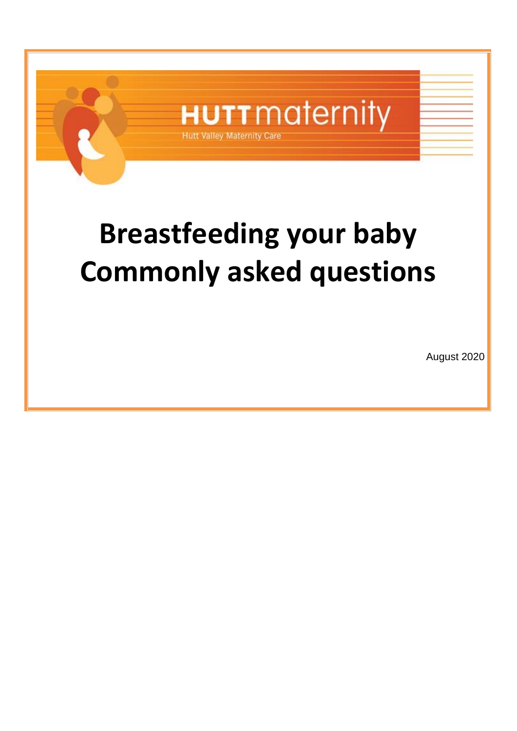HUTT maternity

Hutt Valley Maternity Care

# Breastfeeding your baby
# Commonly asked questions

August 2020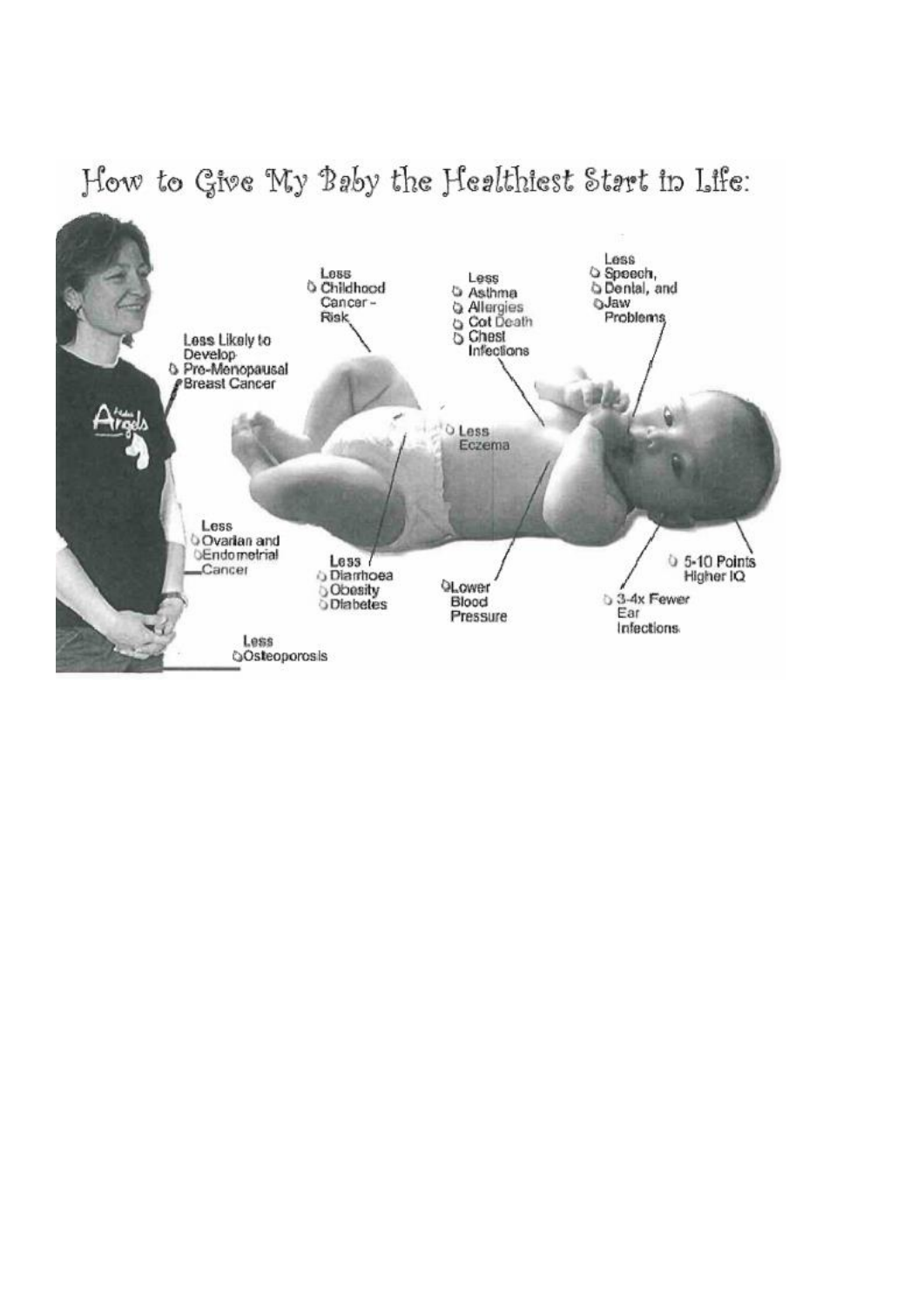# How to Give My Baby the Healthiest Start in Life:

Less Likely to Develop
- Pre-Menopausal Breast Cancer

Less
- Ovarian and Endometrial Cancer

Less
- Osteoporosis

Less
- Childhood Cancer - Risk

Less
- Asthma
- Allergies
- Cot Death
- Chest Infections

Less
- Speech,
- Dental, and
- Jaw Problems

- Less Eczema

Less
- Diarrhoea
- Obesity
- Diabetes

- Lower Blood Pressure

- 5-10 Points Higher IQ

- 3-4x Fewer Ear Infections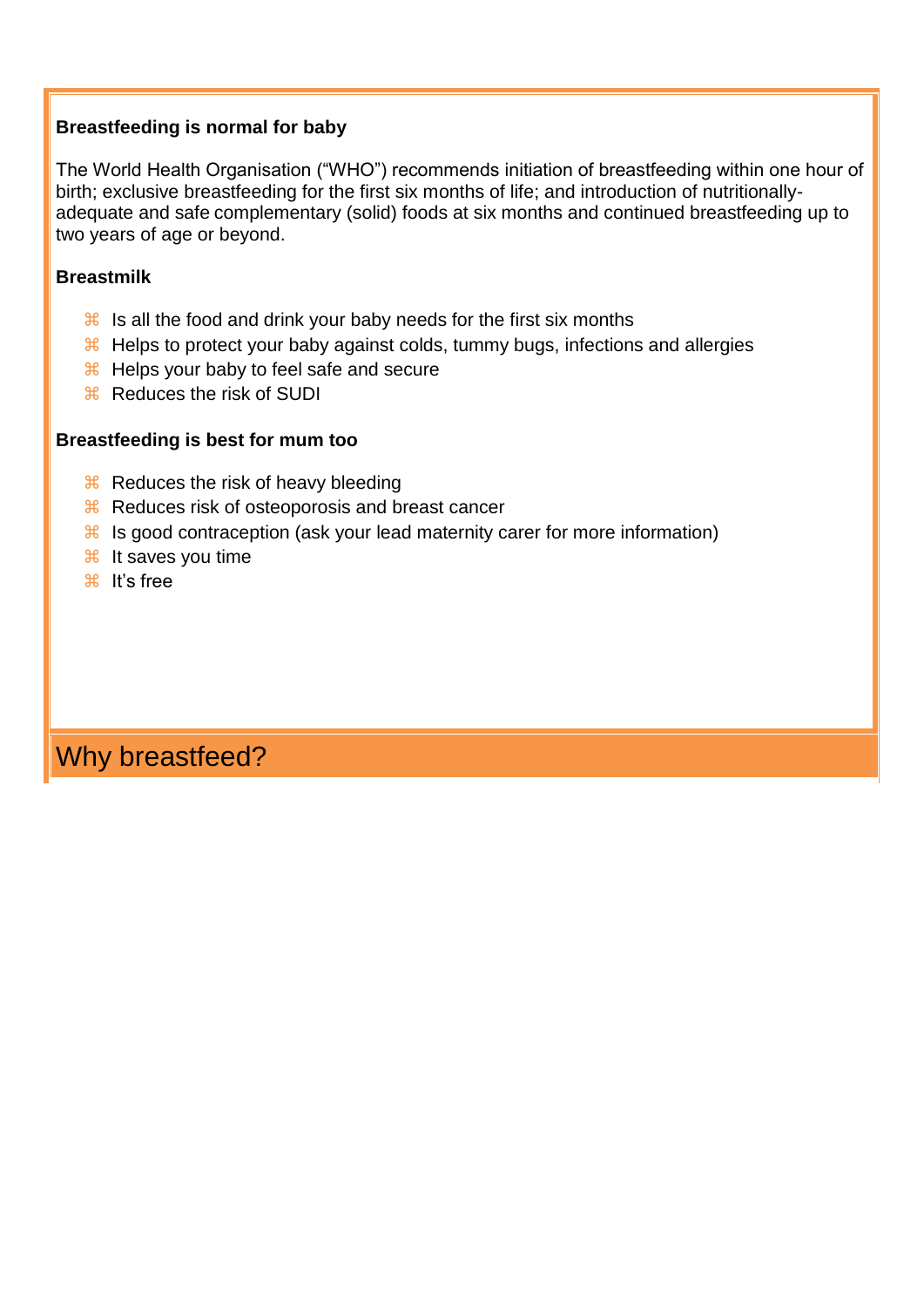# Why breastfeed?

**Breastfeeding is normal for baby**

The World Health Organisation ("WHO") recommends initiation of breastfeeding within one hour of birth; exclusive breastfeeding for the first six months of life; and introduction of nutritionally-adequate and safe complementary (solid) foods at six months and continued breastfeeding up to two years of age or beyond.

**Breastmilk**

- Is all the food and drink your baby needs for the first six months
- Helps to protect your baby against colds, tummy bugs, infections and allergies
- Helps your baby to feel safe and secure
- Reduces the risk of SUDI

**Breastfeeding is best for mum too**

- Reduces the risk of heavy bleeding
- Reduces risk of osteoporosis and breast cancer
- Is good contraception (ask your lead maternity carer for more information)
- It saves you time
- It's free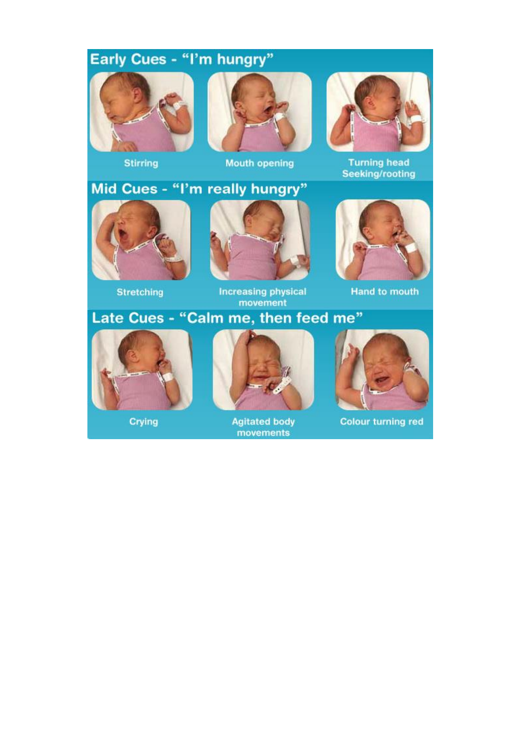## Early Cues - "I'm hungry"

Stirring

Mouth opening

Turning head Seeking/rooting

## Mid Cues - "I'm really hungry"

Stretching

Increasing physical movement

Hand to mouth

## Late Cues - "Calm me, then feed me"

Crying

Agitated body movements

Colour turning red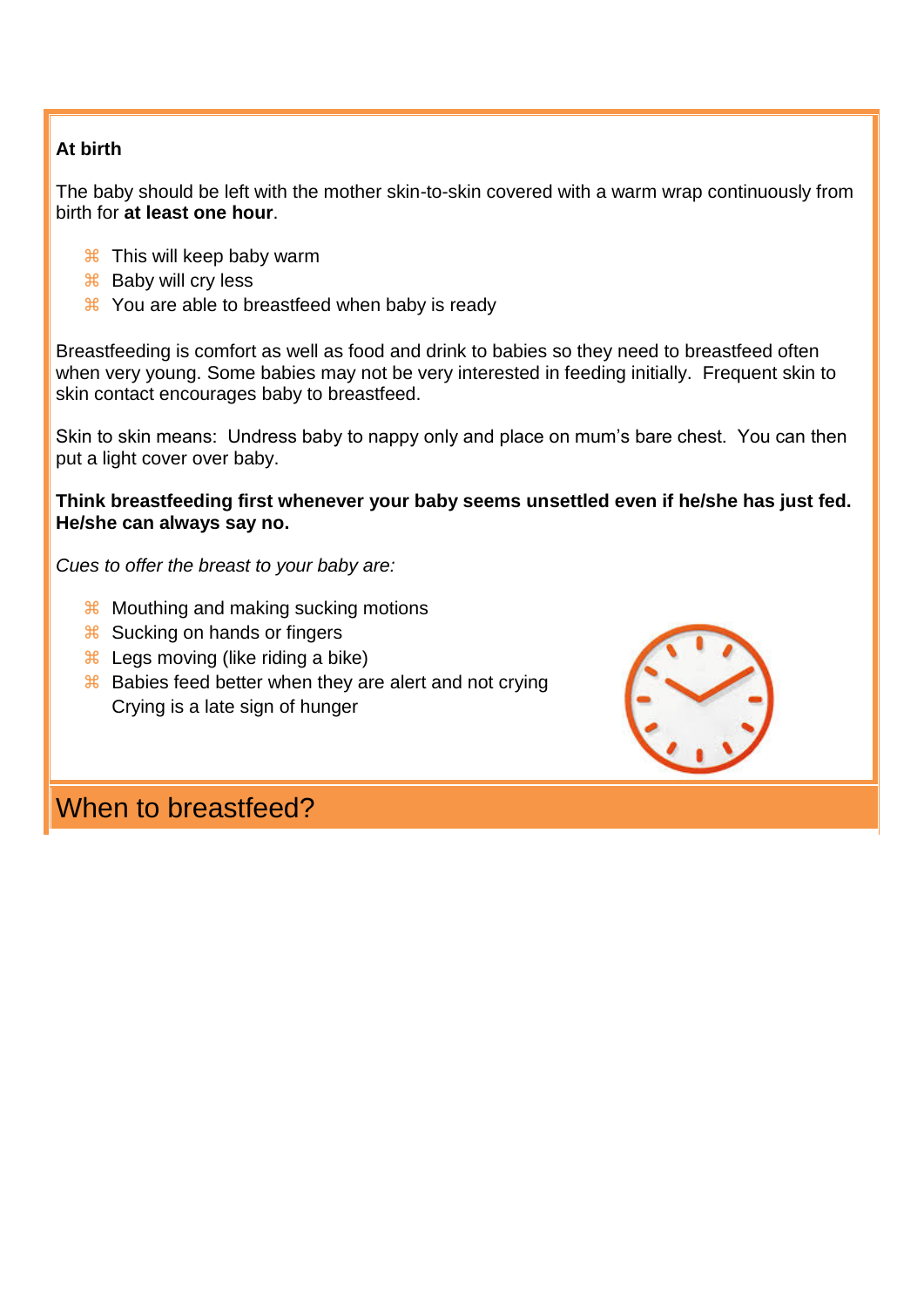**At birth**

The baby should be left with the mother skin-to-skin covered with a warm wrap continuously from birth for **at least one hour**.

- This will keep baby warm
- Baby will cry less
- You are able to breastfeed when baby is ready

Breastfeeding is comfort as well as food and drink to babies so they need to breastfeed often when very young. Some babies may not be very interested in feeding initially. Frequent skin to skin contact encourages baby to breastfeed.

Skin to skin means: Undress baby to nappy only and place on mum's bare chest. You can then put a light cover over baby.

**Think breastfeeding first whenever your baby seems unsettled even if he/she has just fed. He/she can always say no.**

*Cues to offer the breast to your baby are:*

- Mouthing and making sucking motions
- Sucking on hands or fingers
- Legs moving (like riding a bike)
- Babies feed better when they are alert and not crying
  Crying is a late sign of hunger

## When to breastfeed?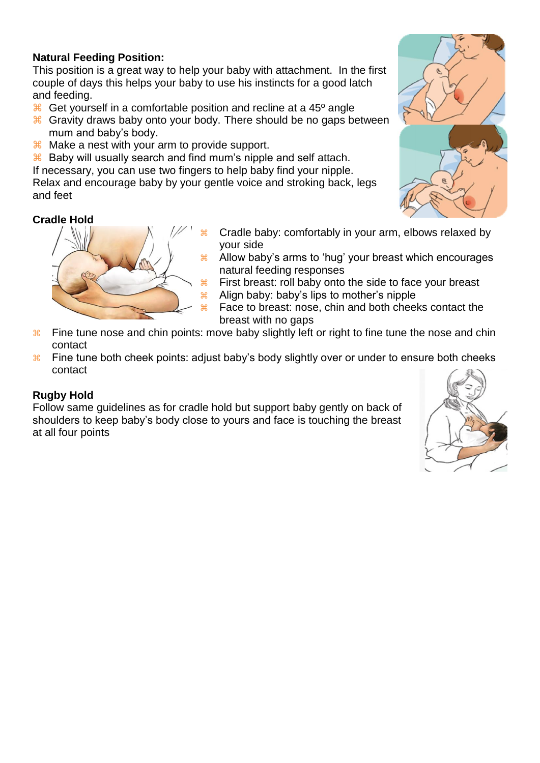**Natural Feeding Position:**

This position is a great way to help your baby with attachment. In the first couple of days this helps your baby to use his instincts for a good latch and feeding.

- Get yourself in a comfortable position and recline at a 45º angle
- Gravity draws baby onto your body. There should be no gaps between mum and baby's body.
- Make a nest with your arm to provide support.
- Baby will usually search and find mum's nipple and self attach.

If necessary, you can use two fingers to help baby find your nipple.
Relax and encourage baby by your gentle voice and stroking back, legs and feet

**Cradle Hold**

- Cradle baby: comfortably in your arm, elbows relaxed by your side
- Allow baby's arms to 'hug' your breast which encourages natural feeding responses
- First breast: roll baby onto the side to face your breast
- Align baby: baby's lips to mother's nipple
- Face to breast: nose, chin and both cheeks contact the breast with no gaps
- Fine tune nose and chin points: move baby slightly left or right to fine tune the nose and chin contact
- Fine tune both cheek points: adjust baby's body slightly over or under to ensure both cheeks contact

**Rugby Hold**

Follow same guidelines as for cradle hold but support baby gently on back of shoulders to keep baby's body close to yours and face is touching the breast at all four points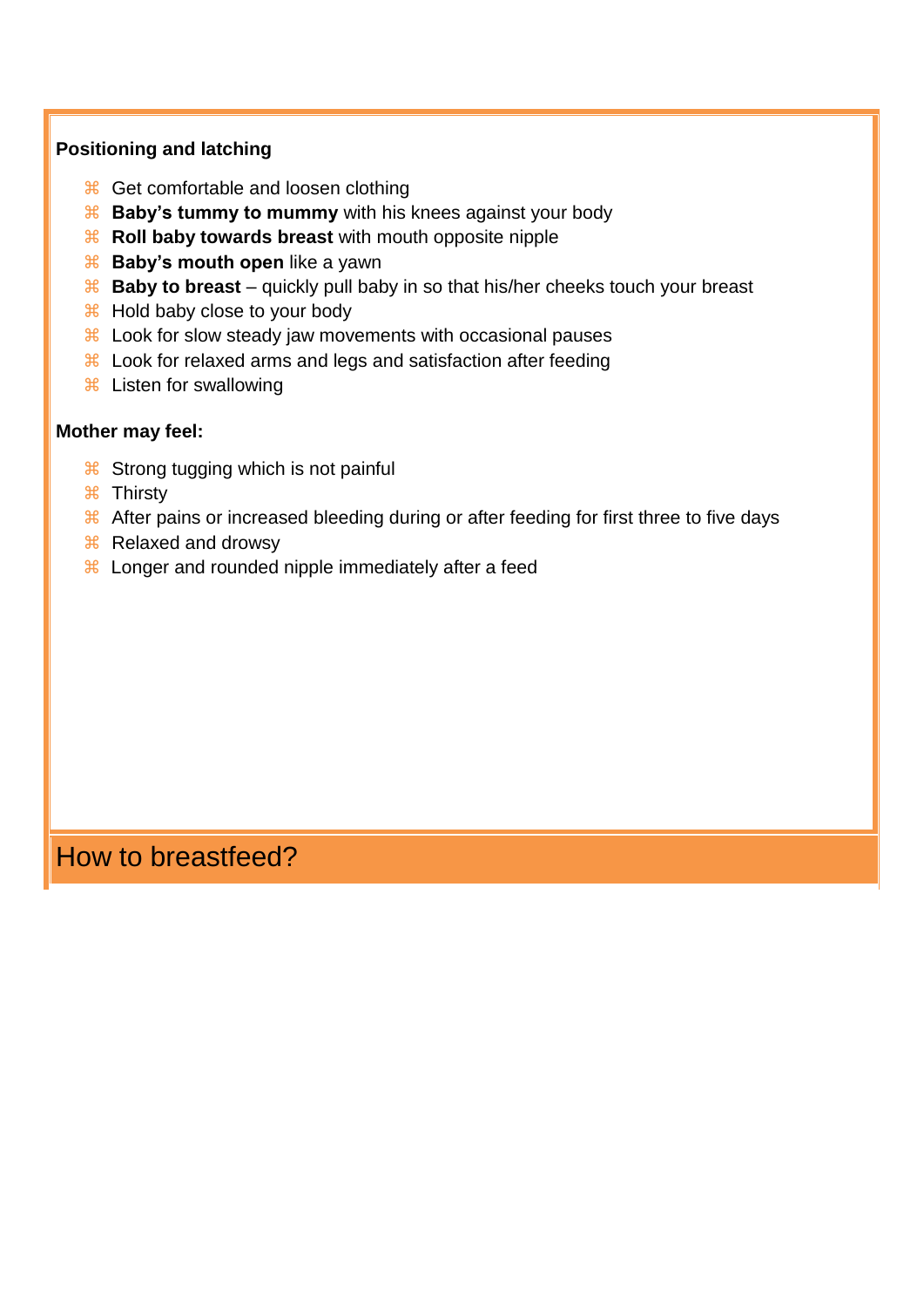**Positioning and latching**

- Get comfortable and loosen clothing
- **Baby's tummy to mummy** with his knees against your body
- **Roll baby towards breast** with mouth opposite nipple
- **Baby's mouth open** like a yawn
- **Baby to breast** – quickly pull baby in so that his/her cheeks touch your breast
- Hold baby close to your body
- Look for slow steady jaw movements with occasional pauses
- Look for relaxed arms and legs and satisfaction after feeding
- Listen for swallowing

**Mother may feel:**

- Strong tugging which is not painful
- Thirsty
- After pains or increased bleeding during or after feeding for first three to five days
- Relaxed and drowsy
- Longer and rounded nipple immediately after a feed

## How to breastfeed?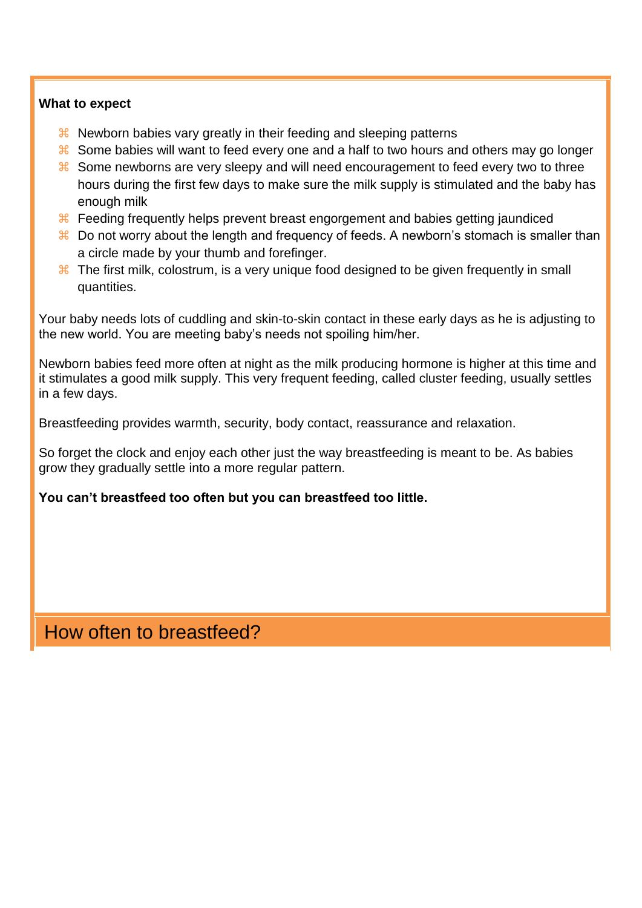**What to expect**

- Newborn babies vary greatly in their feeding and sleeping patterns
- Some babies will want to feed every one and a half to two hours and others may go longer
- Some newborns are very sleepy and will need encouragement to feed every two to three hours during the first few days to make sure the milk supply is stimulated and the baby has enough milk
- Feeding frequently helps prevent breast engorgement and babies getting jaundiced
- Do not worry about the length and frequency of feeds. A newborn's stomach is smaller than a circle made by your thumb and forefinger.
- The first milk, colostrum, is a very unique food designed to be given frequently in small quantities.

Your baby needs lots of cuddling and skin-to-skin contact in these early days as he is adjusting to the new world. You are meeting baby's needs not spoiling him/her.

Newborn babies feed more often at night as the milk producing hormone is higher at this time and it stimulates a good milk supply. This very frequent feeding, called cluster feeding, usually settles in a few days.

Breastfeeding provides warmth, security, body contact, reassurance and relaxation.

So forget the clock and enjoy each other just the way breastfeeding is meant to be. As babies grow they gradually settle into a more regular pattern.

**You can't breastfeed too often but you can breastfeed too little.**

## How often to breastfeed?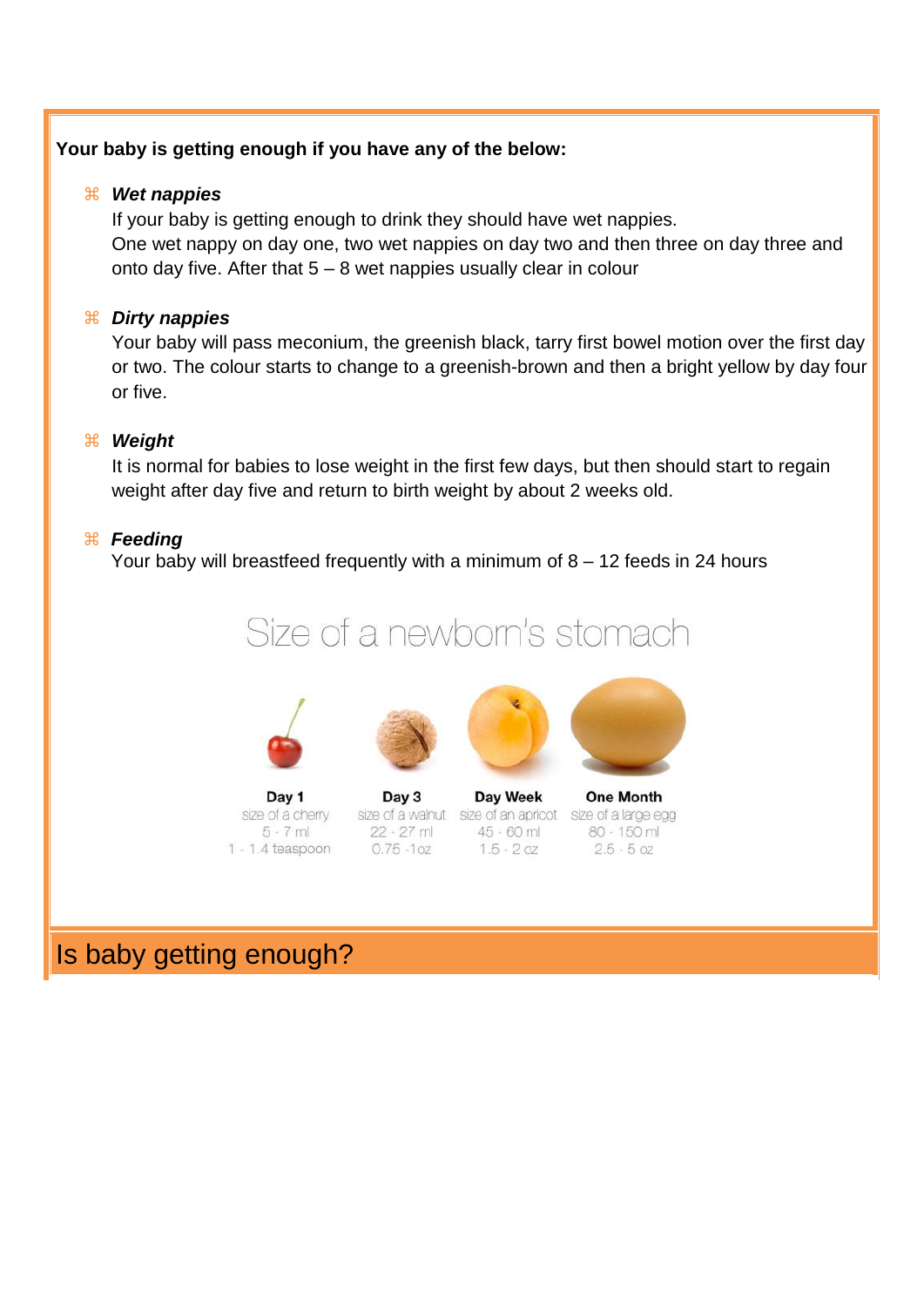**Your baby is getting enough if you have any of the below:**

- ***Wet nappies***
  If your baby is getting enough to drink they should have wet nappies.
  One wet nappy on day one, two wet nappies on day two and then three on day three and onto day five. After that 5 – 8 wet nappies usually clear in colour

- ***Dirty nappies***
  Your baby will pass meconium, the greenish black, tarry first bowel motion over the first day or two. The colour starts to change to a greenish-brown and then a bright yellow by day four or five.

- ***Weight***
  It is normal for babies to lose weight in the first few days, but then should start to regain weight after day five and return to birth weight by about 2 weeks old.

- ***Feeding***
  Your baby will breastfeed frequently with a minimum of 8 – 12 feeds in 24 hours

## Size of a newborn's stomach

| Day 1 | Day 3 | Day Week | One Month |
|---|---|---|---|
| size of a cherry | size of a walnut | size of an apricot | size of a large egg |
| 5 - 7 ml | 22 - 27 ml | 45 - 60 ml | 80 - 150 ml |
| 1 - 1.4 teaspoon | 0.75 -1oz | 1.5 - 2 oz | 2.5 - 5 oz |

# Is baby getting enough?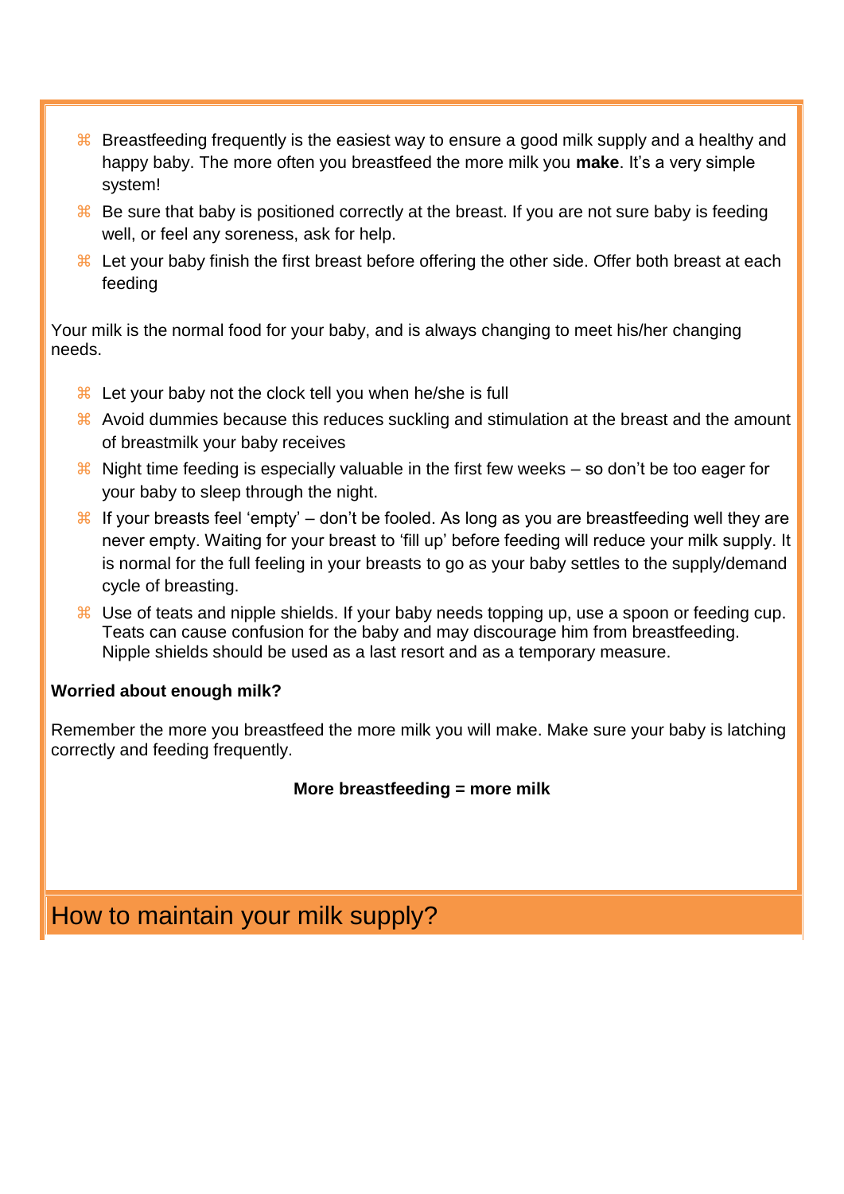- Breastfeeding frequently is the easiest way to ensure a good milk supply and a healthy and happy baby. The more often you breastfeed the more milk you **make**. It's a very simple system!
- Be sure that baby is positioned correctly at the breast. If you are not sure baby is feeding well, or feel any soreness, ask for help.
- Let your baby finish the first breast before offering the other side. Offer both breast at each feeding

Your milk is the normal food for your baby, and is always changing to meet his/her changing needs.

- Let your baby not the clock tell you when he/she is full
- Avoid dummies because this reduces suckling and stimulation at the breast and the amount of breastmilk your baby receives
- Night time feeding is especially valuable in the first few weeks – so don't be too eager for your baby to sleep through the night.
- If your breasts feel 'empty' – don't be fooled. As long as you are breastfeeding well they are never empty. Waiting for your breast to 'fill up' before feeding will reduce your milk supply. It is normal for the full feeling in your breasts to go as your baby settles to the supply/demand cycle of breasting.
- Use of teats and nipple shields. If your baby needs topping up, use a spoon or feeding cup. Teats can cause confusion for the baby and may discourage him from breastfeeding. Nipple shields should be used as a last resort and as a temporary measure.

**Worried about enough milk?**

Remember the more you breastfeed the more milk you will make. Make sure your baby is latching correctly and feeding frequently.

**More breastfeeding = more milk**

## How to maintain your milk supply?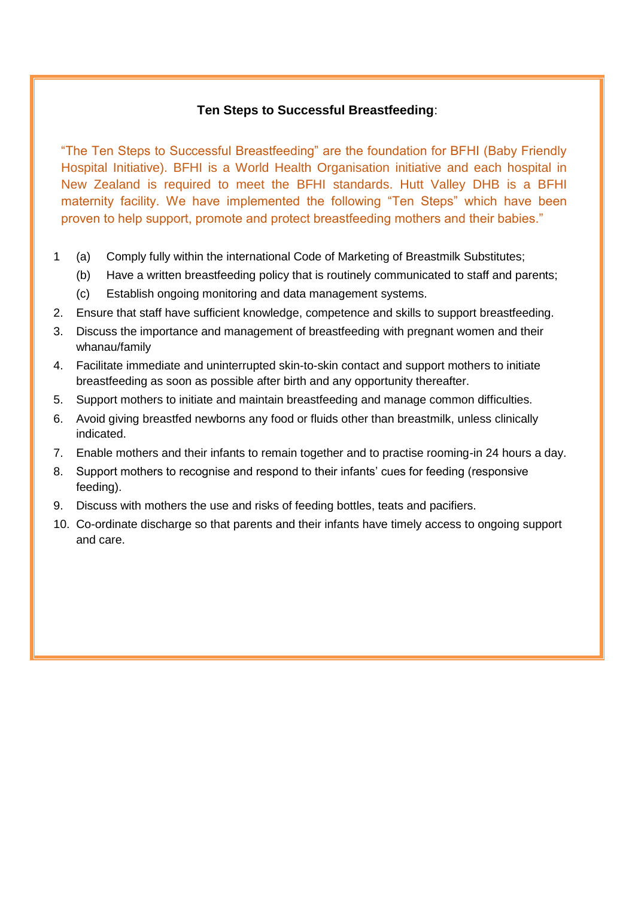**Ten Steps to Successful Breastfeeding**:

"The Ten Steps to Successful Breastfeeding" are the foundation for BFHI (Baby Friendly Hospital Initiative). BFHI is a World Health Organisation initiative and each hospital in New Zealand is required to meet the BFHI standards. Hutt Valley DHB is a BFHI maternity facility. We have implemented the following "Ten Steps" which have been proven to help support, promote and protect breastfeeding mothers and their babies."

1. (a) Comply fully within the international Code of Marketing of Breastmilk Substitutes;
   (b) Have a written breastfeeding policy that is routinely communicated to staff and parents;
   (c) Establish ongoing monitoring and data management systems.
2. Ensure that staff have sufficient knowledge, competence and skills to support breastfeeding.
3. Discuss the importance and management of breastfeeding with pregnant women and their whanau/family
4. Facilitate immediate and uninterrupted skin-to-skin contact and support mothers to initiate breastfeeding as soon as possible after birth and any opportunity thereafter.
5. Support mothers to initiate and maintain breastfeeding and manage common difficulties.
6. Avoid giving breastfed newborns any food or fluids other than breastmilk, unless clinically indicated.
7. Enable mothers and their infants to remain together and to practise rooming-in 24 hours a day.
8. Support mothers to recognise and respond to their infants' cues for feeding (responsive feeding).
9. Discuss with mothers the use and risks of feeding bottles, teats and pacifiers.
10. Co-ordinate discharge so that parents and their infants have timely access to ongoing support and care.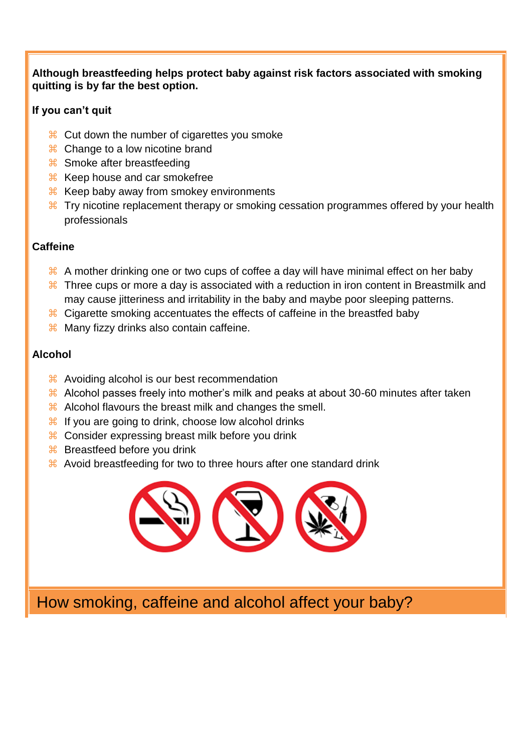**Although breastfeeding helps protect baby against risk factors associated with smoking quitting is by far the best option.**

**If you can't quit**

- Cut down the number of cigarettes you smoke
- Change to a low nicotine brand
- Smoke after breastfeeding
- Keep house and car smokefree
- Keep baby away from smokey environments
- Try nicotine replacement therapy or smoking cessation programmes offered by your health professionals

**Caffeine**

- A mother drinking one or two cups of coffee a day will have minimal effect on her baby
- Three cups or more a day is associated with a reduction in iron content in Breastmilk and may cause jitteriness and irritability in the baby and maybe poor sleeping patterns.
- Cigarette smoking accentuates the effects of caffeine in the breastfed baby
- Many fizzy drinks also contain caffeine.

**Alcohol**

- Avoiding alcohol is our best recommendation
- Alcohol passes freely into mother's milk and peaks at about 30-60 minutes after taken
- Alcohol flavours the breast milk and changes the smell.
- If you are going to drink, choose low alcohol drinks
- Consider expressing breast milk before you drink
- Breastfeed before you drink
- Avoid breastfeeding for two to three hours after one standard drink

## How smoking, caffeine and alcohol affect your baby?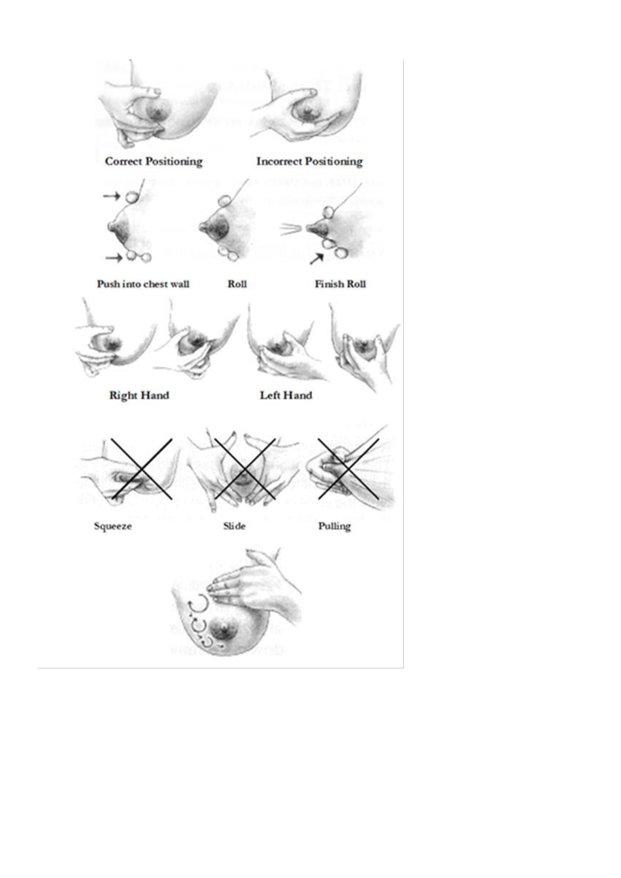Correct Positioning

Incorrect Positioning

Push into chest wall

Roll

Finish Roll

Right Hand

Left Hand

Squeeze

Slide

Pulling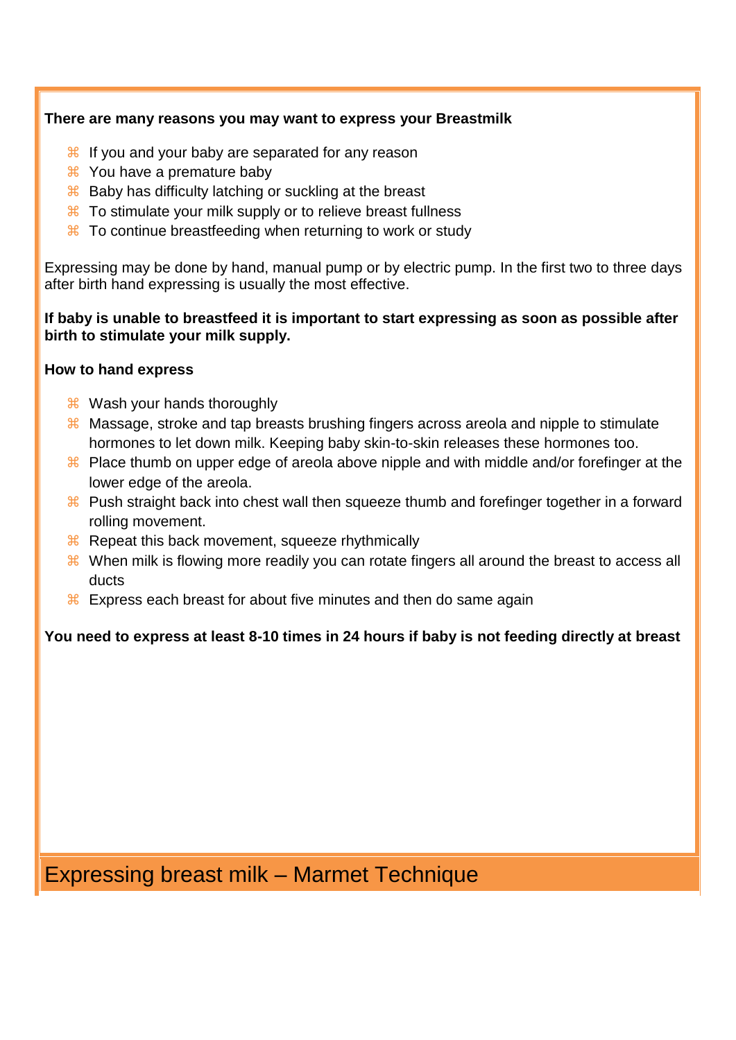**There are many reasons you may want to express your Breastmilk**

- If you and your baby are separated for any reason
- You have a premature baby
- Baby has difficulty latching or suckling at the breast
- To stimulate your milk supply or to relieve breast fullness
- To continue breastfeeding when returning to work or study

Expressing may be done by hand, manual pump or by electric pump. In the first two to three days after birth hand expressing is usually the most effective.

**If baby is unable to breastfeed it is important to start expressing as soon as possible after birth to stimulate your milk supply.**

**How to hand express**

- Wash your hands thoroughly
- Massage, stroke and tap breasts brushing fingers across areola and nipple to stimulate hormones to let down milk. Keeping baby skin-to-skin releases these hormones too.
- Place thumb on upper edge of areola above nipple and with middle and/or forefinger at the lower edge of the areola.
- Push straight back into chest wall then squeeze thumb and forefinger together in a forward rolling movement.
- Repeat this back movement, squeeze rhythmically
- When milk is flowing more readily you can rotate fingers all around the breast to access all ducts
- Express each breast for about five minutes and then do same again

**You need to express at least 8-10 times in 24 hours if baby is not feeding directly at breast**

# Expressing breast milk – Marmet Technique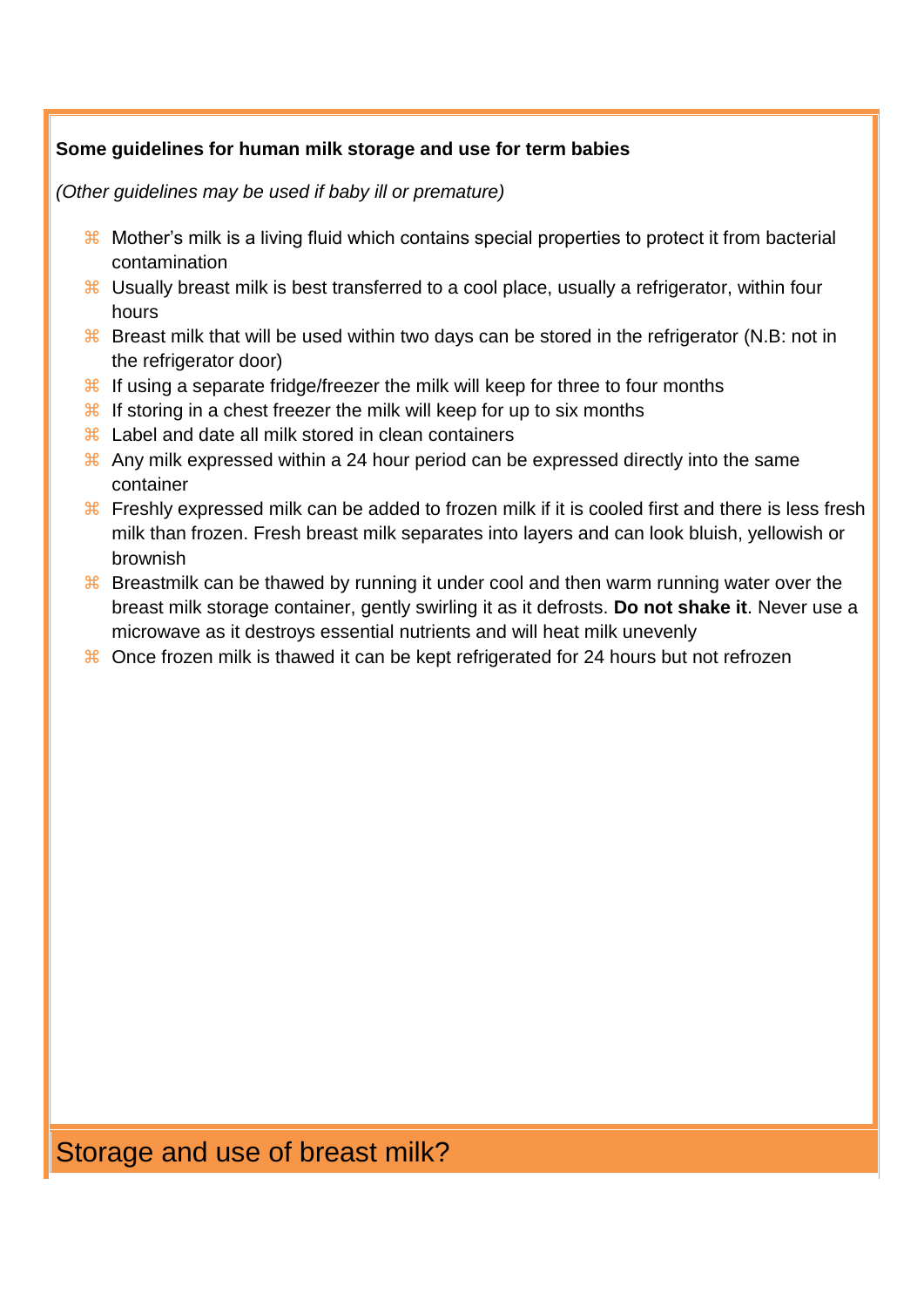**Some guidelines for human milk storage and use for term babies**

*(Other guidelines may be used if baby ill or premature)*

- Mother's milk is a living fluid which contains special properties to protect it from bacterial contamination
- Usually breast milk is best transferred to a cool place, usually a refrigerator, within four hours
- Breast milk that will be used within two days can be stored in the refrigerator (N.B: not in the refrigerator door)
- If using a separate fridge/freezer the milk will keep for three to four months
- If storing in a chest freezer the milk will keep for up to six months
- Label and date all milk stored in clean containers
- Any milk expressed within a 24 hour period can be expressed directly into the same container
- Freshly expressed milk can be added to frozen milk if it is cooled first and there is less fresh milk than frozen. Fresh breast milk separates into layers and can look bluish, yellowish or brownish
- Breastmilk can be thawed by running it under cool and then warm running water over the breast milk storage container, gently swirling it as it defrosts. **Do not shake it**. Never use a microwave as it destroys essential nutrients and will heat milk unevenly
- Once frozen milk is thawed it can be kept refrigerated for 24 hours but not refrozen

## Storage and use of breast milk?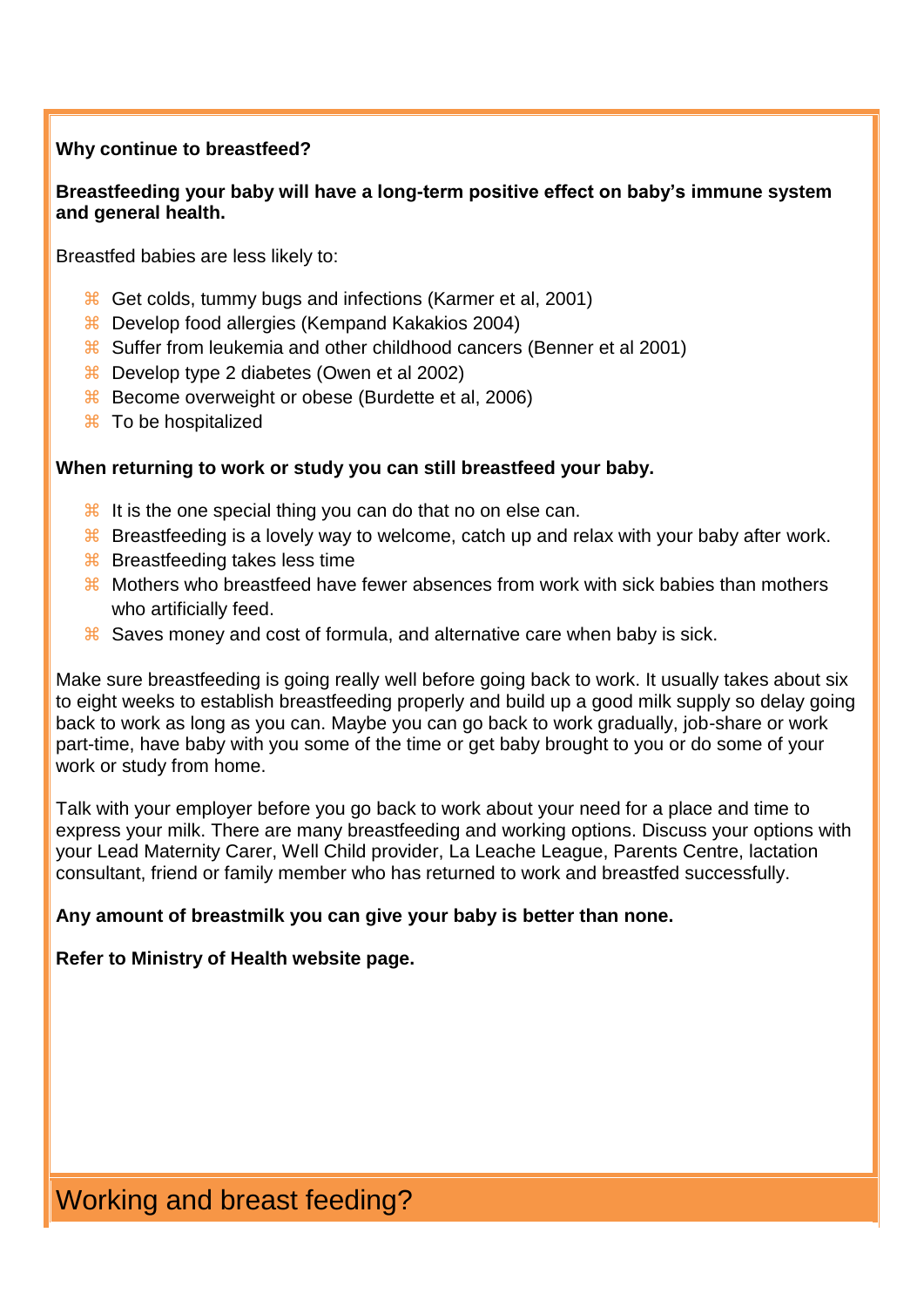**Why continue to breastfeed?**

**Breastfeeding your baby will have a long-term positive effect on baby's immune system and general health.**

Breastfed babies are less likely to:

- Get colds, tummy bugs and infections (Karmer et al, 2001)
- Develop food allergies (Kempand Kakakios 2004)
- Suffer from leukemia and other childhood cancers (Benner et al 2001)
- Develop type 2 diabetes (Owen et al 2002)
- Become overweight or obese (Burdette et al, 2006)
- To be hospitalized

**When returning to work or study you can still breastfeed your baby.**

- It is the one special thing you can do that no on else can.
- Breastfeeding is a lovely way to welcome, catch up and relax with your baby after work.
- Breastfeeding takes less time
- Mothers who breastfeed have fewer absences from work with sick babies than mothers who artificially feed.
- Saves money and cost of formula, and alternative care when baby is sick.

Make sure breastfeeding is going really well before going back to work. It usually takes about six to eight weeks to establish breastfeeding properly and build up a good milk supply so delay going back to work as long as you can. Maybe you can go back to work gradually, job-share or work part-time, have baby with you some of the time or get baby brought to you or do some of your work or study from home.

Talk with your employer before you go back to work about your need for a place and time to express your milk. There are many breastfeeding and working options. Discuss your options with your Lead Maternity Carer, Well Child provider, La Leache League, Parents Centre, lactation consultant, friend or family member who has returned to work and breastfed successfully.

**Any amount of breastmilk you can give your baby is better than none.**

**Refer to Ministry of Health website page.**

# Working and breast feeding?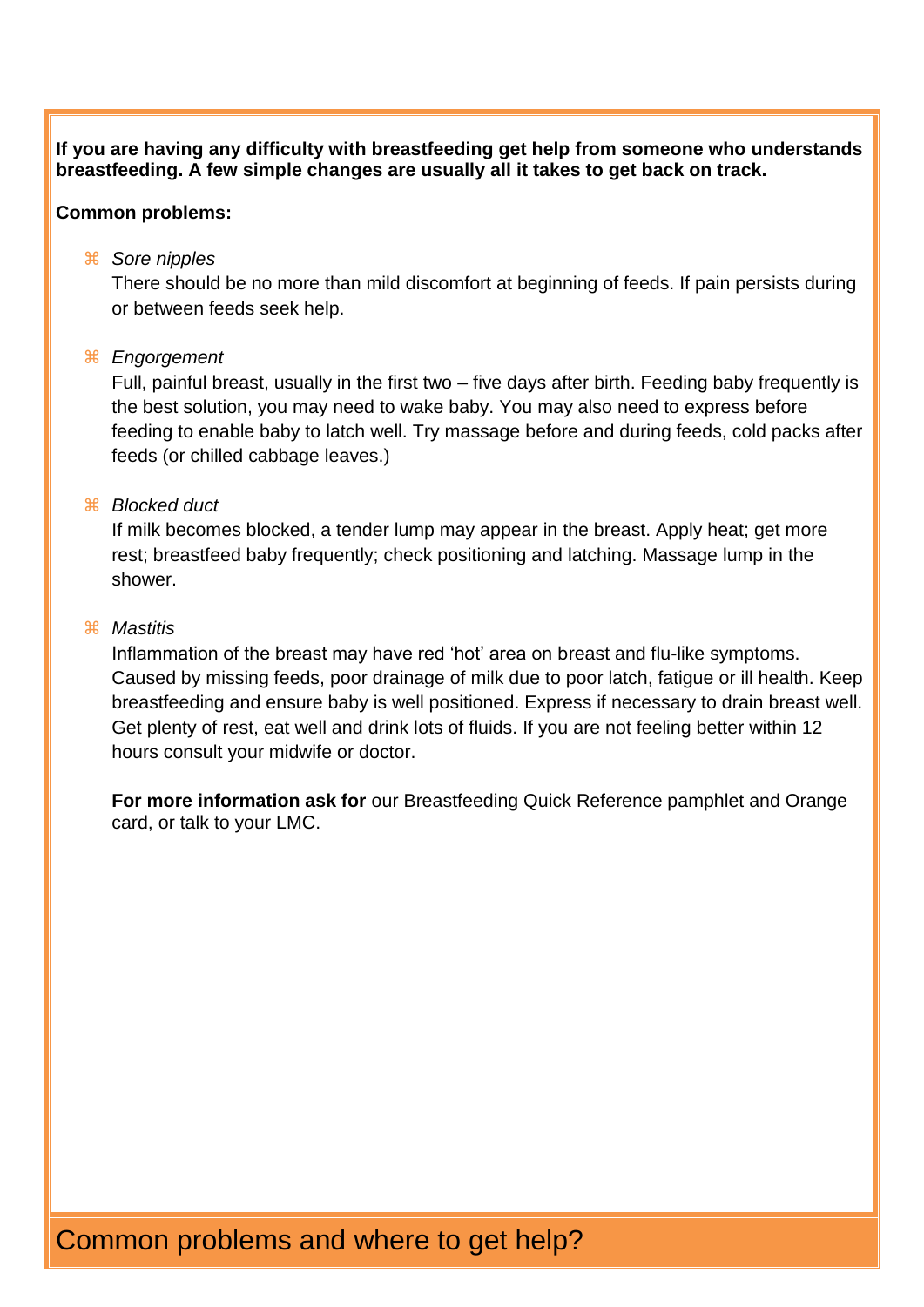# Common problems and where to get help?

**If you are having any difficulty with breastfeeding get help from someone who understands breastfeeding. A few simple changes are usually all it takes to get back on track.**

**Common problems:**

- *Sore nipples*

  There should be no more than mild discomfort at beginning of feeds. If pain persists during or between feeds seek help.

- *Engorgement*

  Full, painful breast, usually in the first two – five days after birth. Feeding baby frequently is the best solution, you may need to wake baby. You may also need to express before feeding to enable baby to latch well. Try massage before and during feeds, cold packs after feeds (or chilled cabbage leaves.)

- *Blocked duct*

  If milk becomes blocked, a tender lump may appear in the breast. Apply heat; get more rest; breastfeed baby frequently; check positioning and latching. Massage lump in the shower.

- *Mastitis*

  Inflammation of the breast may have red 'hot' area on breast and flu-like symptoms. Caused by missing feeds, poor drainage of milk due to poor latch, fatigue or ill health. Keep breastfeeding and ensure baby is well positioned. Express if necessary to drain breast well. Get plenty of rest, eat well and drink lots of fluids. If you are not feeling better within 12 hours consult your midwife or doctor.

  **For more information ask for** our Breastfeeding Quick Reference pamphlet and Orange card, or talk to your LMC.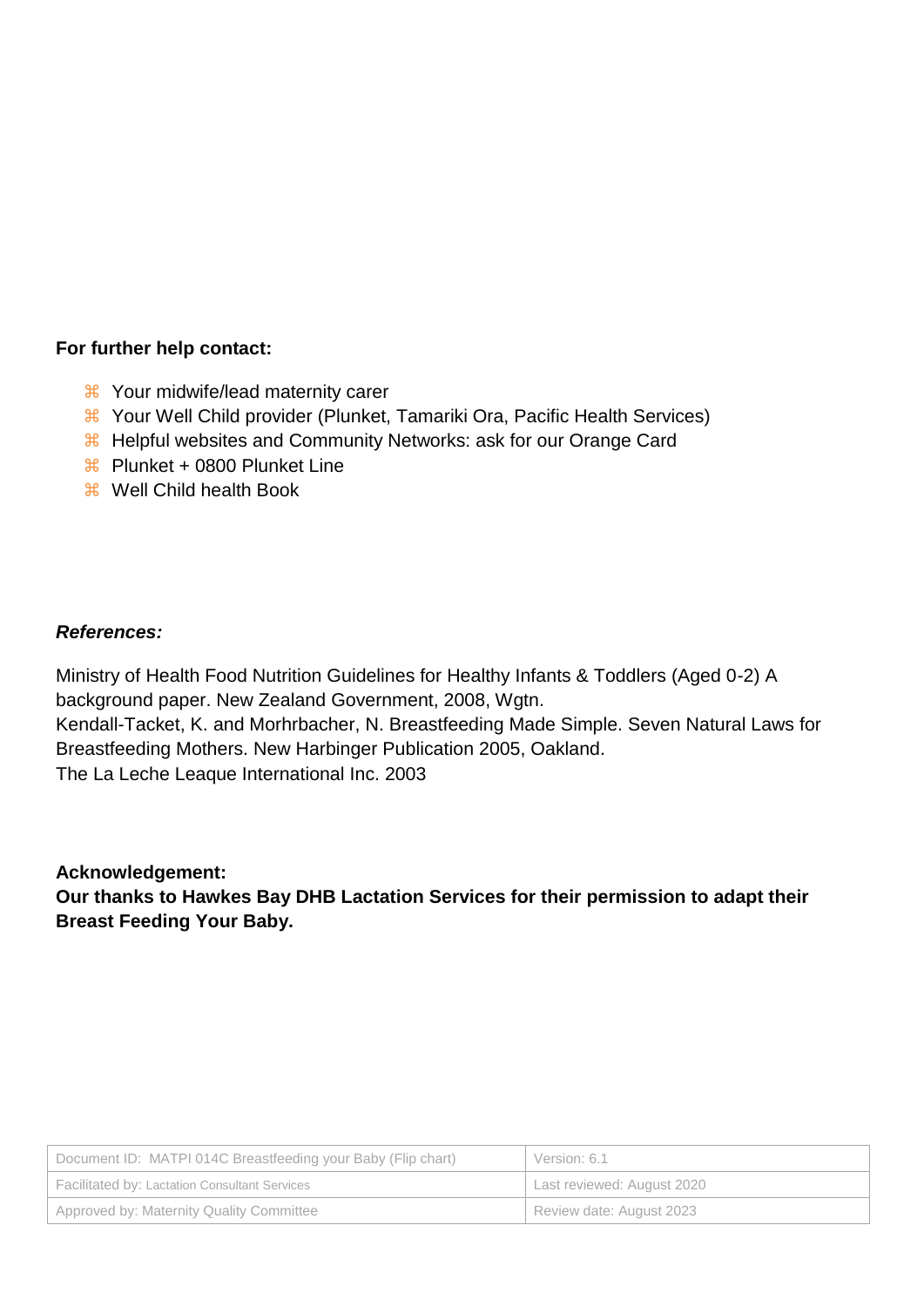**For further help contact:**

- Your midwife/lead maternity carer
- Your Well Child provider (Plunket, Tamariki Ora, Pacific Health Services)
- Helpful websites and Community Networks: ask for our Orange Card
- Plunket + 0800 Plunket Line
- Well Child health Book

***References:***

Ministry of Health Food Nutrition Guidelines for Healthy Infants & Toddlers (Aged 0-2) A background paper. New Zealand Government, 2008, Wgtn.
Kendall-Tacket, K. and Morhrbacher, N. Breastfeeding Made Simple. Seven Natural Laws for Breastfeeding Mothers. New Harbinger Publication 2005, Oakland.
The La Leche Leaque International Inc. 2003

**Acknowledgement:**
**Our thanks to Hawkes Bay DHB Lactation Services for their permission to adapt their Breast Feeding Your Baby.**

| | |
|---|---|
| Document ID: MATPI 014C Breastfeeding your Baby (Flip chart) | Version: 6.1 |
| Facilitated by: Lactation Consultant Services | Last reviewed: August 2020 |
| Approved by: Maternity Quality Committee | Review date: August 2023 |